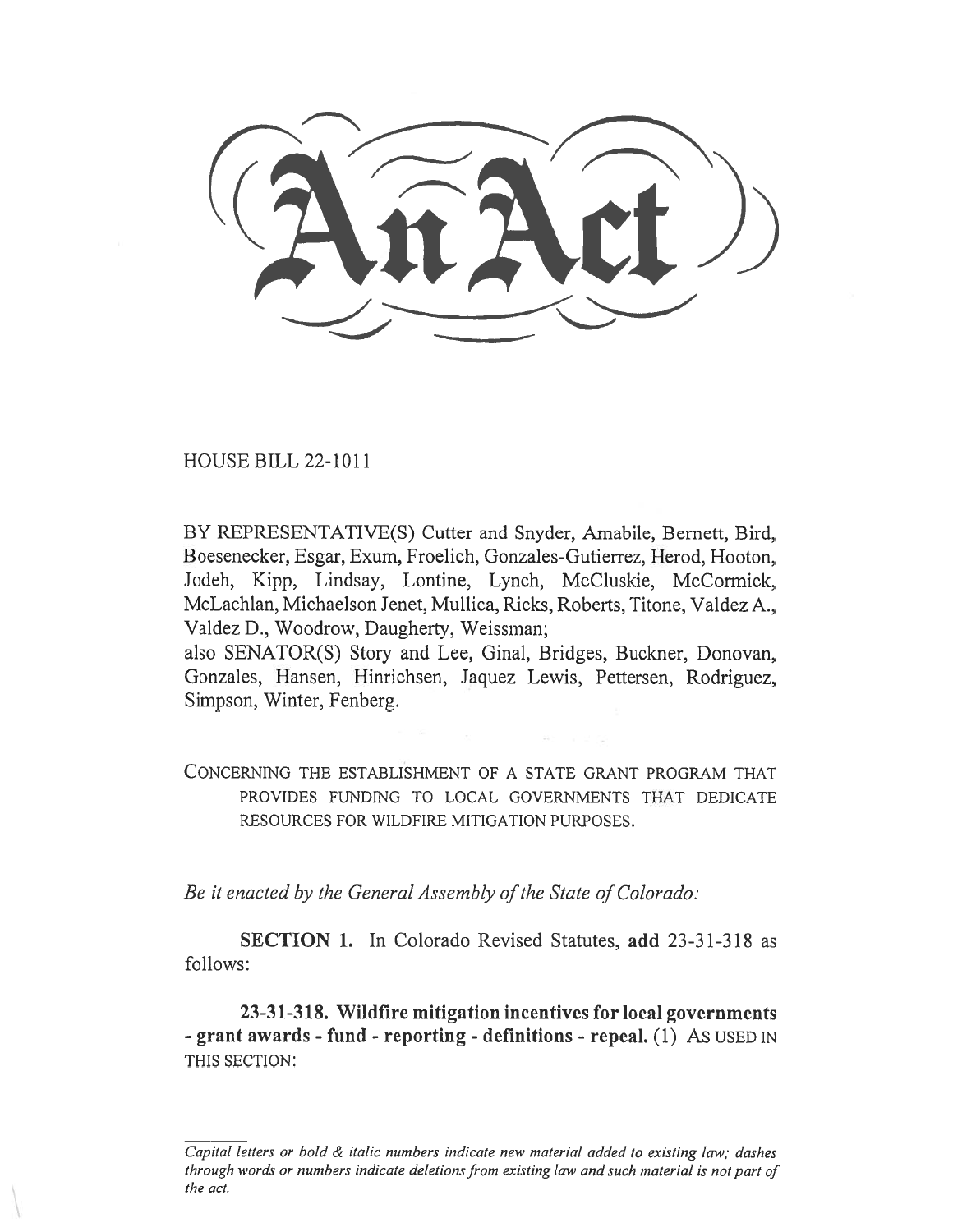# An Act

HOUSE BILL 22-1011

BY REPRESENTATIVE(S) Cutter and Snyder, Amabile, Bernett, Bird, Boesenecker, Esgar, Exum, Froelich, Gonzales-Gutierrez, Herod, Hooton, Jodeh, Kipp, Lindsay, Lontine, Lynch, McCluskie, McCormick, McLachlan, Michaelson Jenet, Mullica, Ricks, Roberts, Titone, Valdez A., Valdez D., Woodrow, Daugherty, Weissman;

also SENATOR(S) Story and Lee, Ginal, Bridges, Buckner, Donovan, Gonzales, Hansen, Hinrichsen, Jaquez Lewis, Pettersen, Rodriguez, Simpson, Winter, Fenberg.

CONCERNING THE ESTABLISHMENT OF A STATE GRANT PROGRAM THAT PROVIDES FUNDING TO LOCAL GOVERNMENTS THAT DEDICATE RESOURCES FOR WILDFIRE MITIGATION PURPOSES.

*Be it enacted by the General Assembly of the State of Colorado:*

**SECTION 1.** In Colorado Revised Statutes, **add** 23-31-318 as follows:

**23-31-318. Wildfire mitigation incentives for local governments - grant awards - fund - reporting - definitions - repeal.** (1) AS USED IN THIS SECTION:

*Capital letters or bold & italic numbers indicate new material added to existing law; dashes through words or numbers indicate deletions from existing law and such material is not part of the act.*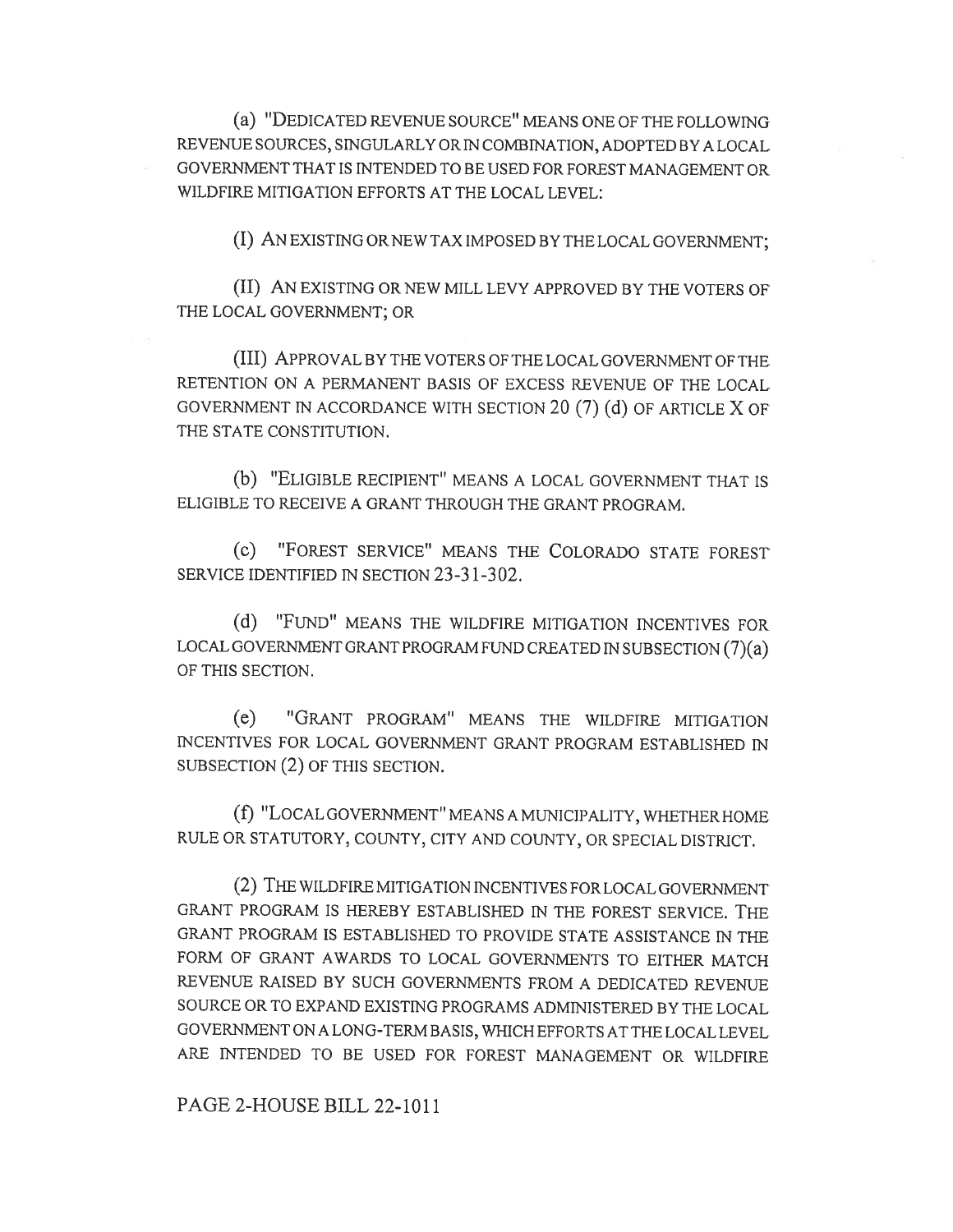(a) "DEDICATED REVENUE SOURCE" MEANS ONE OF THE FOLLOWING REVENUE SOURCES, SINGULARLY OR IN COMBINATION, ADOPTED BY A LOCAL GOVERNMENT THAT IS INTENDED TO BE USED FOR FOREST MANAGEMENT OR WILDFIRE MITIGATION EFFORTS AT THE LOCAL LEVEL:

(I) AN EXISTING OR NEW TAX IMPOSED BY THE LOCAL GOVERNMENT;

(II) AN EXISTING OR NEW MILL LEVY APPROVED BY THE VOTERS OF THE LOCAL GOVERNMENT; OR

(III) APPROVAL BY THE VOTERS OF THE LOCAL GOVERNMENT OF THE RETENTION ON A PERMANENT BASIS OF EXCESS REVENUE OF THE LOCAL GOVERNMENT IN ACCORDANCE WITH SECTION 20 (7) (d) OF ARTICLE X OF THE STATE CONSTITUTION.

(b) "ELIGIBLE RECIPIENT" MEANS A LOCAL GOVERNMENT THAT IS ELIGIBLE TO RECEIVE A GRANT THROUGH THE GRANT PROGRAM.

(c) "FOREST SERVICE" MEANS THE COLORADO STATE FOREST SERVICE IDENTIFIED IN SECTION 23-31-302.

(d) "FUND" MEANS THE WILDFIRE MITIGATION INCENTIVES FOR LOCAL GOVERNMENT GRANT PROGRAM FUND CREATED IN SUBSECTION (7)(a) OF THIS SECTION.

(e) "GRANT PROGRAM" MEANS THE WILDFIRE MITIGATION INCENTIVES FOR LOCAL GOVERNMENT GRANT PROGRAM ESTABLISHED IN SUBSECTION (2) OF THIS SECTION.

(f) "LOCAL GOVERNMENT" MEANS A MUNICIPALITY, WHETHER HOME RULE OR STATUTORY, COUNTY, CITY AND COUNTY, OR SPECIAL DISTRICT.

(2) THE WILDFIRE MITIGATION INCENTIVES FOR LOCAL GOVERNMENT GRANT PROGRAM IS HEREBY ESTABLISHED IN THE FOREST SERVICE. THE GRANT PROGRAM IS ESTABLISHED TO PROVIDE STATE ASSISTANCE IN THE FORM OF GRANT AWARDS TO LOCAL GOVERNMENTS TO EITHER MATCH REVENUE RAISED BY SUCH GOVERNMENTS FROM A DEDICATED REVENUE SOURCE OR TO EXPAND EXISTING PROGRAMS ADMINISTERED BY THE LOCAL GOVERNMENT ON A LONG-TERM BASIS, WHICH EFFORTS AT THE LOCAL LEVEL ARE INTENDED TO BE USED FOR FOREST MANAGEMENT OR WILDFIRE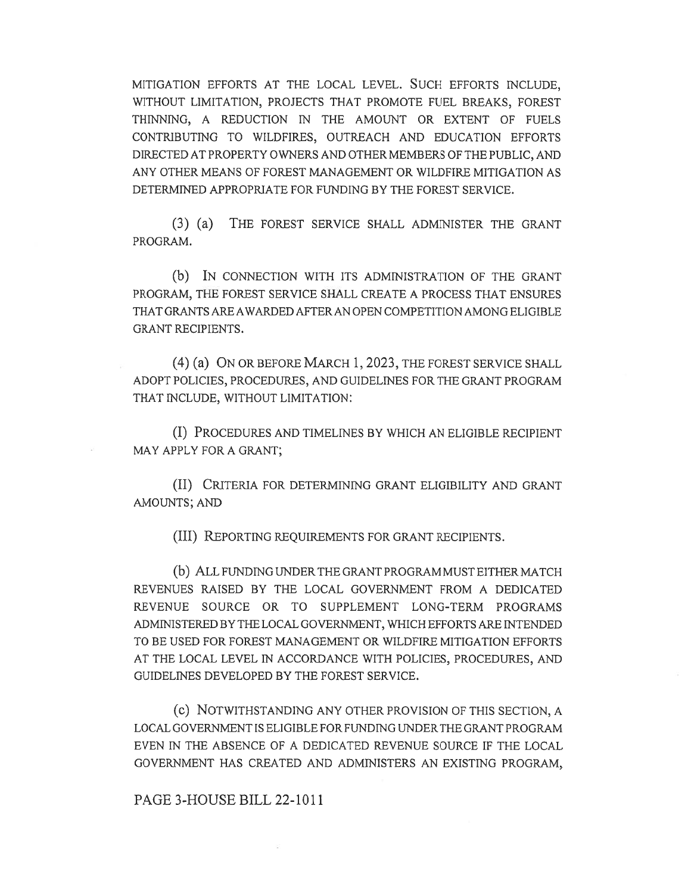MITIGATION EFFORTS AT THE LOCAL LEVEL. SUCH EFFORTS INCLUDE, WITHOUT LIMITATION, PROJECTS THAT PROMOTE FUEL BREAKS, FOREST THINNING, A REDUCTION IN THE AMOUNT OR EXTENT OF FUELS CONTRIBUTING TO WILDFIRES, OUTREACH AND EDUCATION EFFORTS DIRECTED AT PROPERTY OWNERS AND OTHER MEMBERS OF THE PUBLIC, AND ANY OTHER MEANS OF FOREST MANAGEMENT OR WILDFIRE MITIGATION AS DETERMINED APPROPRIATE FOR FUNDING BY THE FOREST SERVICE.

(3) (a) THE FOREST SERVICE SHALL ADMINISTER THE GRANT PROGRAM.

(b) IN CONNECTION WITH ITS ADMINISTRATION OF THE GRANT PROGRAM, THE FOREST SERVICE SHALL CREATE A PROCESS THAT ENSURES THAT GRANTS ARE AWARDED AFTER AN OPEN COMPETITION AMONG ELIGIBLE GRANT RECIPIENTS.

(4) (a) ON OR BEFORE MARCH 1, 2023, THE FOREST SERVICE SHALL ADOPT POLICIES, PROCEDURES, AND GUIDELINES FOR THE GRANT PROGRAM THAT INCLUDE, WITHOUT LIMITATION:

(I) PROCEDURES AND TIMELINES BY WHICH AN ELIGIBLE RECIPIENT MAY APPLY FOR A GRANT;

(II) CRITERIA FOR DETERMINING GRANT ELIGIBILITY AND GRANT AMOUNTS; AND

(III) REPORTING REQUIREMENTS FOR GRANT RECIPIENTS.

(b) ALL FUNDING UNDER THE GRANT PROGRAM MUST EITHER MATCH REVENUES RAISED BY THE LOCAL GOVERNMENT FROM A DEDICATED REVENUE SOURCE OR TO SUPPLEMENT LONG-TERM PROGRAMS ADMINISTERED BY THE LOCAL GOVERNMENT, WHICH EFFORTS ARE INTENDED TO BE USED FOR FOREST MANAGEMENT OR WILDFIRE MITIGATION EFFORTS AT THE LOCAL LEVEL IN ACCORDANCE WITH POLICIES, PROCEDURES, AND GUIDELINES DEVELOPED BY THE FOREST SERVICE.

(c) NOTWITHSTANDING ANY OTHER PROVISION OF THIS SECTION, A LOCAL GOVERNMENT IS ELIGIBLE FOR FUNDING UNDER THE GRANT PROGRAM EVEN IN THE ABSENCE OF A DEDICATED REVENUE SOURCE IF THE LOCAL GOVERNMENT HAS CREATED AND ADMINISTERS AN EXISTING PROGRAM,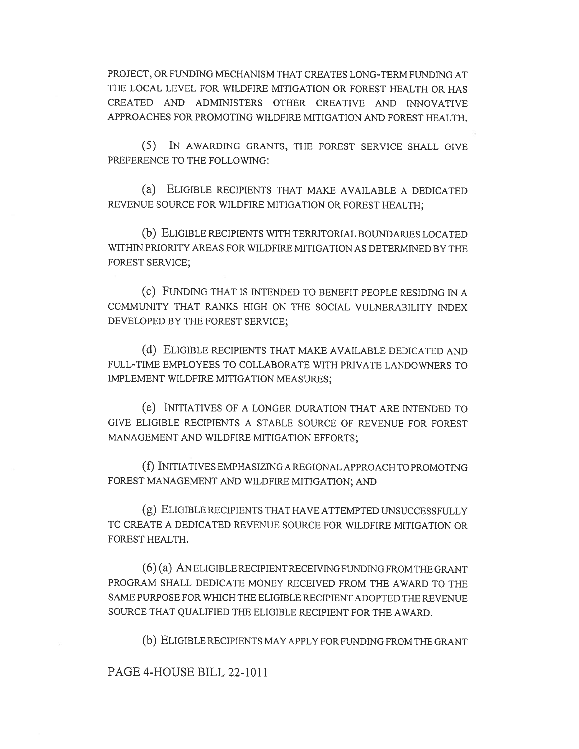PROJECT, OR FUNDING MECHANISM THAT CREATES LONG-TERM FUNDING AT THE LOCAL LEVEL FOR WILDFIRE MITIGATION OR FOREST HEALTH OR HAS CREATED AND ADMINISTERS OTHER CREATIVE AND INNOVATIVE APPROACHES FOR PROMOTING WILDFIRE MITIGATION AND FOREST HEALTH.

(5) IN AWARDING GRANTS, THE FOREST SERVICE SHALL GIVE PREFERENCE TO THE FOLLOWING:

(a) ELIGIBLE RECIPIENTS THAT MAKE AVAILABLE A DEDICATED REVENUE SOURCE FOR WILDFIRE MITIGATION OR FOREST HEALTH;

(b) ELIGIBLE RECIPIENTS WITH TERRITORIAL BOUNDARIES LOCATED WITHIN PRIORITY AREAS FOR WILDFIRE MITIGATION AS DETERMINED BY THE FOREST SERVICE;

(c) FUNDING THAT IS INTENDED TO BENEFIT PEOPLE RESIDING IN A COMMUNITY THAT RANKS HIGH ON THE SOCIAL VULNERABILITY INDEX DEVELOPED BY THE FOREST SERVICE;

(d) ELIGIBLE RECIPIENTS THAT MAKE AVAILABLE DEDICATED AND FULL-TIME EMPLOYEES TO COLLABORATE WITH PRIVATE LANDOWNERS TO IMPLEMENT WILDFIRE MITIGATION MEASURES;

(e) INITIATIVES OF A LONGER DURATION THAT ARE INTENDED TO GIVE ELIGIBLE RECIPIENTS A STABLE SOURCE OF REVENUE FOR FOREST MANAGEMENT AND WILDFIRE MITIGATION EFFORTS;

(f) INITIATIVES EMPHASIZING A REGIONAL APPROACH TO PROMOTING FOREST MANAGEMENT AND WILDFIRE MITIGATION; AND

(g) ELIGIBLE RECIPIENTS THAT HAVE ATTEMPTED UNSUCCESSFULLY TO CREATE A DEDICATED REVENUE SOURCE FOR WILDFIRE MITIGATION OR FOREST HEALTH.

(6) (a) AN ELIGIBLE RECIPIENT RECEIVING FUNDING FROM THE GRANT PROGRAM SHALL DEDICATE MONEY RECEIVED FROM THE AWARD TO THE SAME PURPOSE FOR WHICH THE ELIGIBLE RECIPIENT ADOPTED THE REVENUE SOURCE THAT QUALIFIED THE ELIGIBLE RECIPIENT FOR THE AWARD.

(b) ELIGIBLE RECIPIENTS MAY APPLY FOR FUNDING FROM THE GRANT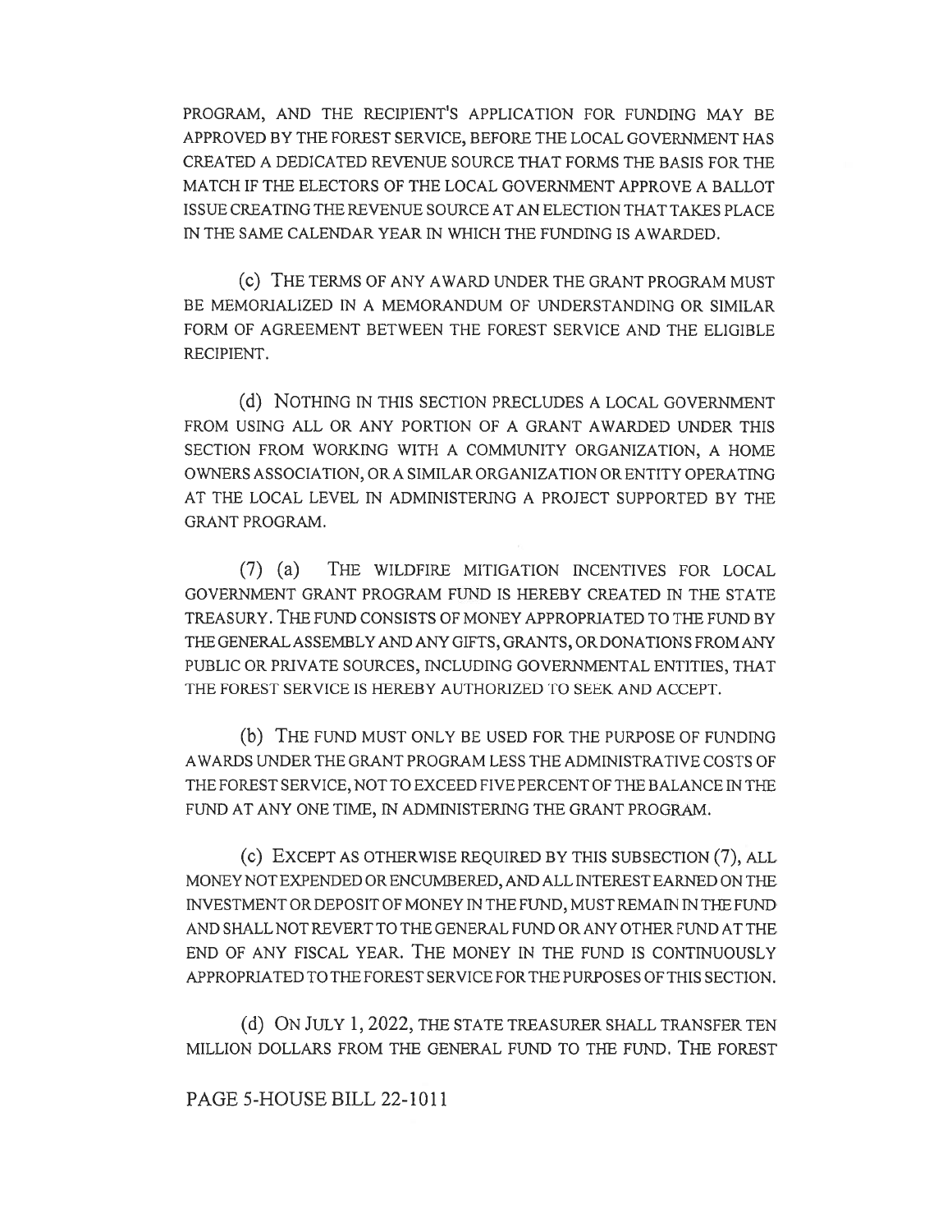PROGRAM, AND THE RECIPIENT'S APPLICATION FOR FUNDING MAY BE APPROVED BY THE FOREST SERVICE, BEFORE THE LOCAL GOVERNMENT HAS CREATED A DEDICATED REVENUE SOURCE THAT FORMS THE BASIS FOR THE MATCH IF THE ELECTORS OF THE LOCAL GOVERNMENT APPROVE A BALLOT ISSUE CREATING THE REVENUE SOURCE AT AN ELECTION THAT TAKES PLACE IN THE SAME CALENDAR YEAR IN WHICH THE FUNDING IS AWARDED.

(c) THE TERMS OF ANY AWARD UNDER THE GRANT PROGRAM MUST BE MEMORIALIZED IN A MEMORANDUM OF UNDERSTANDING OR SIMILAR FORM OF AGREEMENT BETWEEN THE FOREST SERVICE AND THE ELIGIBLE RECIPIENT.

(d) NOTHING IN THIS SECTION PRECLUDES A LOCAL GOVERNMENT FROM USING ALL OR ANY PORTION OF A GRANT AWARDED UNDER THIS SECTION FROM WORKING WITH A COMMUNITY ORGANIZATION, A HOME OWNERS ASSOCIATION, OR A SIMILAR ORGANIZATION OR ENTITY OPERATING AT THE LOCAL LEVEL IN ADMINISTERING A PROJECT SUPPORTED BY THE GRANT PROGRAM.

(7) (a) THE WILDFIRE MITIGATION INCENTIVES FOR LOCAL GOVERNMENT GRANT PROGRAM FUND IS HEREBY CREATED IN THE STATE TREASURY. THE FUND CONSISTS OF MONEY APPROPRIATED TO THE FUND BY THE GENERAL ASSEMBLY AND ANY GIFTS, GRANTS, OR DONATIONS FROM ANY PUBLIC OR PRIVATE SOURCES, INCLUDING GOVERNMENTAL ENTITIES, THAT THE FOREST SERVICE IS HEREBY AUTHORIZED TO SEEK AND ACCEPT.

(b) THE FUND MUST ONLY BE USED FOR THE PURPOSE OF FUNDING AWARDS UNDER THE GRANT PROGRAM LESS THE ADMINISTRATIVE COSTS OF THE FOREST SERVICE, NOT TO EXCEED FIVE PERCENT OF THE BALANCE IN THE FUND AT ANY ONE TIME, IN ADMINISTERING THE GRANT PROGRAM.

(c) EXCEPT AS OTHERWISE REQUIRED BY THIS SUBSECTION (7), ALL MONEY NOT EXPENDED OR ENCUMBERED, AND ALL INTEREST EARNED ON THE INVESTMENT OR DEPOSIT OF MONEY IN THE FUND, MUST REMAIN IN THE FUND AND SHALL NOT REVERT TO THE GENERAL FUND OR ANY OTHER FUND AT THE END OF ANY FISCAL YEAR. THE MONEY IN THE FUND IS CONTINUOUSLY APPROPRIATED TO THE FOREST SERVICE FOR THE PURPOSES OF THIS SECTION.

(d) ON JULY 1, 2022, THE STATE TREASURER SHALL TRANSFER TEN MILLION DOLLARS FROM THE GENERAL FUND TO THE FUND. THE FOREST

PAGE 5-HOUSE BILL 22-1011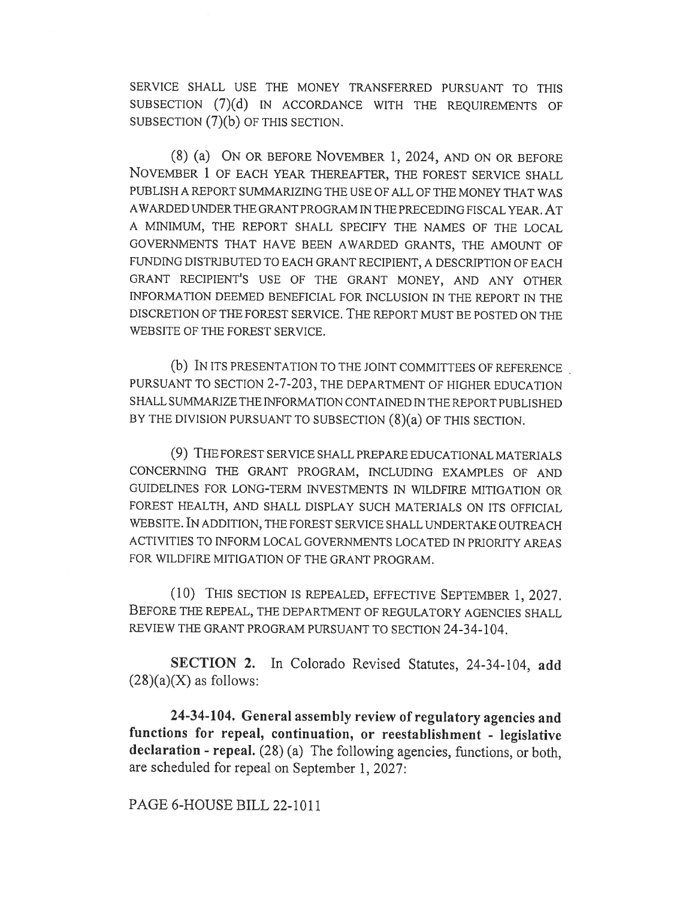SERVICE SHALL USE THE MONEY TRANSFERRED PURSUANT TO THIS SUBSECTION (7)(d) IN ACCORDANCE WITH THE REQUIREMENTS OF SUBSECTION (7)(b) OF THIS SECTION.

(8) (a) ON OR BEFORE NOVEMBER 1, 2024, AND ON OR BEFORE NOVEMBER 1 OF EACH YEAR THEREAFTER, THE FOREST SERVICE SHALL PUBLISH A REPORT SUMMARIZING THE USE OF ALL OF THE MONEY THAT WAS AWARDED UNDER THE GRANT PROGRAM IN THE PRECEDING FISCAL YEAR. AT A MINIMUM, THE REPORT SHALL SPECIFY THE NAMES OF THE LOCAL GOVERNMENTS THAT HAVE BEEN AWARDED GRANTS, THE AMOUNT OF FUNDING DISTRIBUTED TO EACH GRANT RECIPIENT, A DESCRIPTION OF EACH GRANT RECIPIENT'S USE OF THE GRANT MONEY, AND ANY OTHER INFORMATION DEEMED BENEFICIAL FOR INCLUSION IN THE REPORT IN THE DISCRETION OF THE FOREST SERVICE. THE REPORT MUST BE POSTED ON THE WEBSITE OF THE FOREST SERVICE.

(b) IN ITS PRESENTATION TO THE JOINT COMMITTEES OF REFERENCE PURSUANT TO SECTION 2-7-203, THE DEPARTMENT OF HIGHER EDUCATION SHALL SUMMARIZE THE INFORMATION CONTAINED IN THE REPORT PUBLISHED BY THE DIVISION PURSUANT TO SUBSECTION (8)(a) OF THIS SECTION.

(9) THE FOREST SERVICE SHALL PREPARE EDUCATIONAL MATERIALS CONCERNING THE GRANT PROGRAM, INCLUDING EXAMPLES OF AND GUIDELINES FOR LONG-TERM INVESTMENTS IN WILDFIRE MITIGATION OR FOREST HEALTH, AND SHALL DISPLAY SUCH MATERIALS ON ITS OFFICIAL WEBSITE. IN ADDITION, THE FOREST SERVICE SHALL UNDERTAKE OUTREACH ACTIVITIES TO INFORM LOCAL GOVERNMENTS LOCATED IN PRIORITY AREAS FOR WILDFIRE MITIGATION OF THE GRANT PROGRAM.

(10) THIS SECTION IS REPEALED, EFFECTIVE SEPTEMBER 1, 2027. BEFORE THE REPEAL, THE DEPARTMENT OF REGULATORY AGENCIES SHALL REVIEW THE GRANT PROGRAM PURSUANT TO SECTION 24-34-104.

**SECTION 2.** In Colorado Revised Statutes, 24-34-104, **add** (28)(a)(X) as follows:

**24-34-104. General assembly review of regulatory agencies and functions for repeal, continuation, or reestablishment - legislative declaration - repeal.** (28) (a) The following agencies, functions, or both, are scheduled for repeal on September 1, 2027: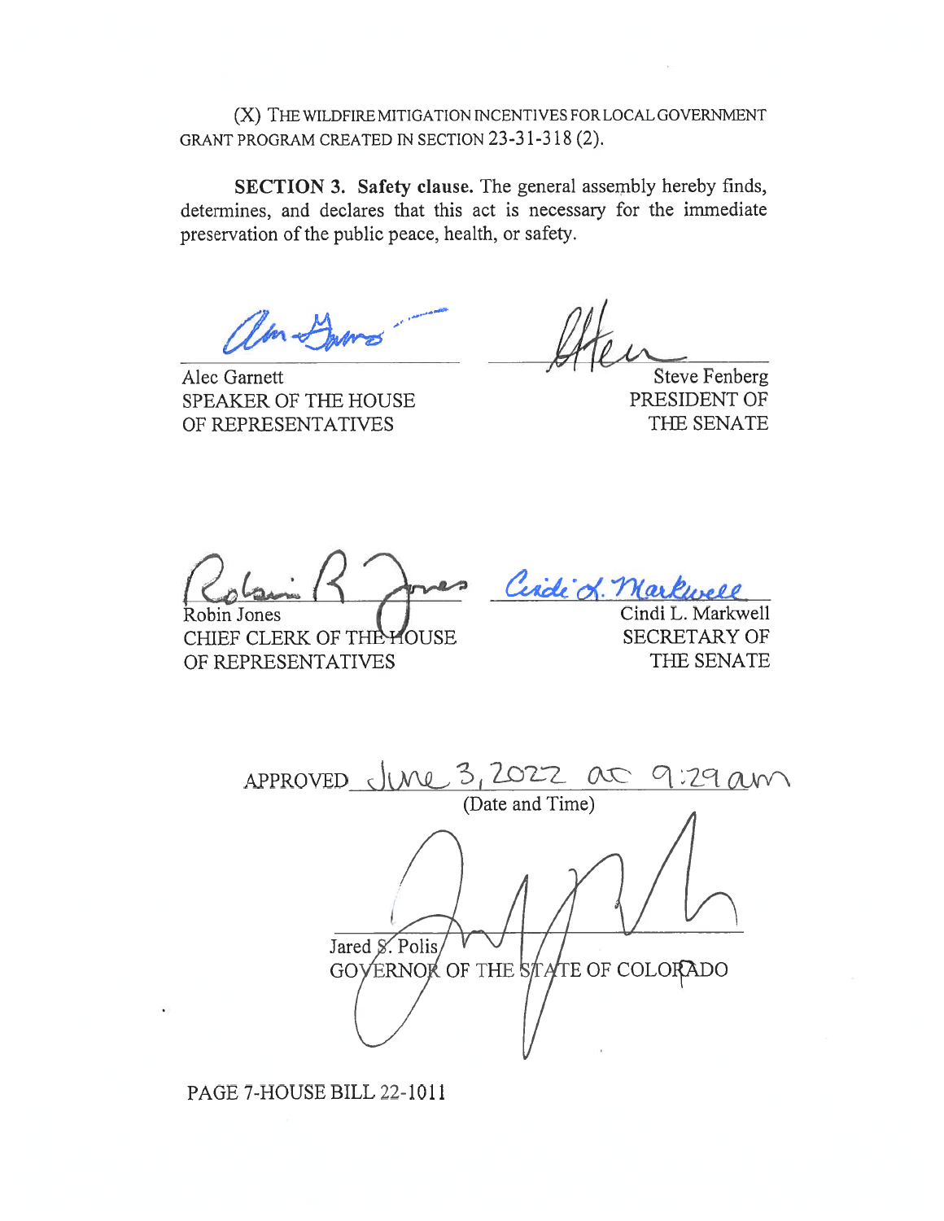(X) THE WILDFIRE MITIGATION INCENTIVES FOR LOCAL GOVERNMENT GRANT PROGRAM CREATED IN SECTION 23-31-318 (2).

**SECTION 3. Safety clause.** The general assembly hereby finds, determines, and declares that this act is necessary for the immediate preservation of the public peace, health, or safety.

| | |
|---|---|
| Alec Garnett<br>SPEAKER OF THE HOUSE<br>OF REPRESENTATIVES | Steve Fenberg<br>PRESIDENT OF<br>THE SENATE |
| Robin Jones<br>CHIEF CLERK OF THE HOUSE<br>OF REPRESENTATIVES | Cindi L. Markwell<br>SECRETARY OF<br>THE SENATE |

APPROVED June 3, 2022 at 9:29 am
(Date and Time)

Jared S. Polis
GOVERNOR OF THE STATE OF COLORADO

PAGE 7-HOUSE BILL 22-1011